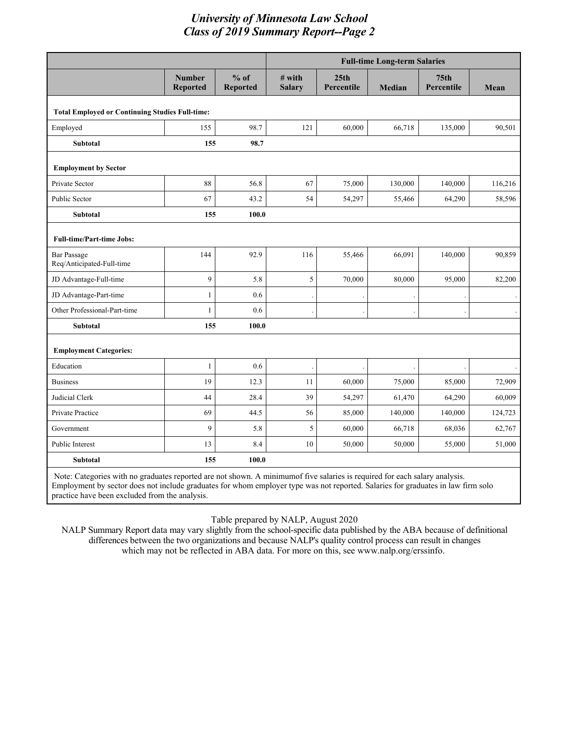# *University of Minnesota Law School*
# *Class of 2019 Summary Report--Page 2*

| | Number Reported | % of Reported | Full-time Long-term Salaries | | | | |
|---|---|---|---|---|---|---|---|
| | | | # with Salary | 25th Percentile | Median | 75th Percentile | Mean |
| **Total Employed or Continuing Studies Full-time:** | | | | | | | |
| Employed | 155 | 98.7 | 121 | 60,000 | 66,718 | 135,000 | 90,501 |
| **Subtotal** | **155** | **98.7** | | | | | |
| **Employment by Sector** | | | | | | | |
| Private Sector | 88 | 56.8 | 67 | 75,000 | 130,000 | 140,000 | 116,216 |
| Public Sector | 67 | 43.2 | 54 | 54,297 | 55,466 | 64,290 | 58,596 |
| **Subtotal** | **155** | **100.0** | | | | | |
| **Full-time/Part-time Jobs:** | | | | | | | |
| Bar Passage Req/Anticipated-Full-time | 144 | 92.9 | 116 | 55,466 | 66,091 | 140,000 | 90,859 |
| JD Advantage-Full-time | 9 | 5.8 | 5 | 70,000 | 80,000 | 95,000 | 82,200 |
| JD Advantage-Part-time | 1 | 0.6 | . | . | . | . | . |
| Other Professional-Part-time | 1 | 0.6 | . | . | . | . | . |
| **Subtotal** | **155** | **100.0** | | | | | |
| **Employment Categories:** | | | | | | | |
| Education | 1 | 0.6 | . | . | . | . | . |
| Business | 19 | 12.3 | 11 | 60,000 | 75,000 | 85,000 | 72,909 |
| Judicial Clerk | 44 | 28.4 | 39 | 54,297 | 61,470 | 64,290 | 60,009 |
| Private Practice | 69 | 44.5 | 56 | 85,000 | 140,000 | 140,000 | 124,723 |
| Government | 9 | 5.8 | 5 | 60,000 | 66,718 | 68,036 | 62,767 |
| Public Interest | 13 | 8.4 | 10 | 50,000 | 50,000 | 55,000 | 51,000 |
| **Subtotal** | **155** | **100.0** | | | | | |

Note: Categories with no graduates reported are not shown. A minimumof five salaries is required for each salary analysis. Employment by sector does not include graduates for whom employer type was not reported. Salaries for graduates in law firm solo practice have been excluded from the analysis.

Table prepared by NALP, August 2020

NALP Summary Report data may vary slightly from the school-specific data published by the ABA because of definitional differences between the two organizations and because NALP's quality control process can result in changes which may not be reflected in ABA data. For more on this, see www.nalp.org/erssinfo.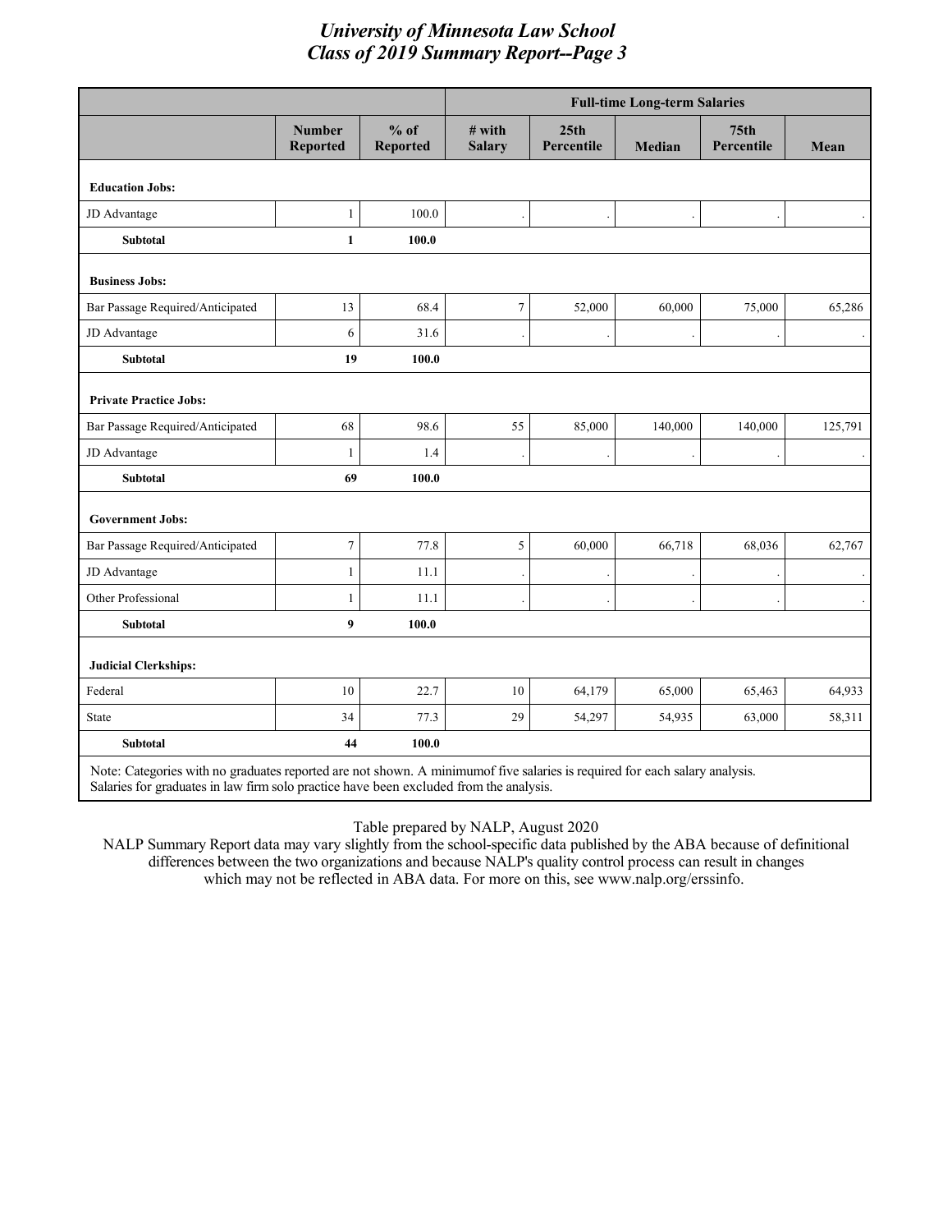# University of Minnesota Law School
## Class of 2019 Summary Report--Page 3

| | | | Full-time Long-term Salaries | | | | |
|---|---|---|---|---|---|---|---|
| | **Number Reported** | **% of Reported** | **# with Salary** | **25th Percentile** | **Median** | **75th Percentile** | **Mean** |
| **Education Jobs:** | | | | | | | |
| JD Advantage | 1 | 100.0 | . | . | . | . | . |
| **Subtotal** | **1** | **100.0** | | | | | |
| **Business Jobs:** | | | | | | | |
| Bar Passage Required/Anticipated | 13 | 68.4 | 7 | 52,000 | 60,000 | 75,000 | 65,286 |
| JD Advantage | 6 | 31.6 | . | . | . | . | . |
| **Subtotal** | **19** | **100.0** | | | | | |
| **Private Practice Jobs:** | | | | | | | |
| Bar Passage Required/Anticipated | 68 | 98.6 | 55 | 85,000 | 140,000 | 140,000 | 125,791 |
| JD Advantage | 1 | 1.4 | . | . | . | . | . |
| **Subtotal** | **69** | **100.0** | | | | | |
| **Government Jobs:** | | | | | | | |
| Bar Passage Required/Anticipated | 7 | 77.8 | 5 | 60,000 | 66,718 | 68,036 | 62,767 |
| JD Advantage | 1 | 11.1 | . | . | . | . | . |
| Other Professional | 1 | 11.1 | . | . | . | . | . |
| **Subtotal** | **9** | **100.0** | | | | | |
| **Judicial Clerkships:** | | | | | | | |
| Federal | 10 | 22.7 | 10 | 64,179 | 65,000 | 65,463 | 64,933 |
| State | 34 | 77.3 | 29 | 54,297 | 54,935 | 63,000 | 58,311 |
| **Subtotal** | **44** | **100.0** | | | | | |

Note: Categories with no graduates reported are not shown. A minimumof five salaries is required for each salary analysis. Salaries for graduates in law firm solo practice have been excluded from the analysis.

Table prepared by NALP, August 2020

NALP Summary Report data may vary slightly from the school-specific data published by the ABA because of definitional differences between the two organizations and because NALP's quality control process can result in changes which may not be reflected in ABA data. For more on this, see www.nalp.org/erssinfo.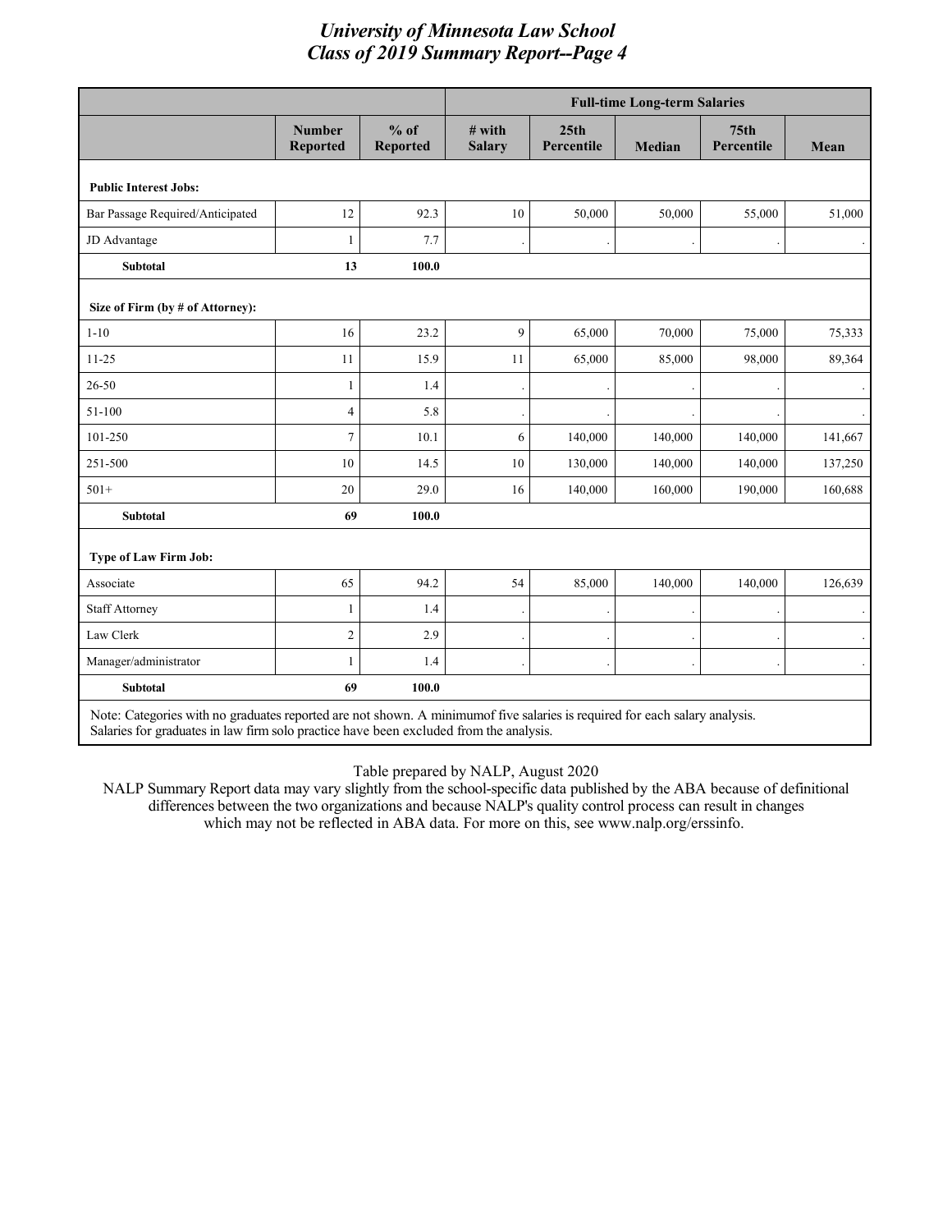# University of Minnesota Law School
## Class of 2019 Summary Report--Page 4

| | Number Reported | % of Reported | Full-time Long-term Salaries: # with Salary | 25th Percentile | Median | 75th Percentile | Mean |
|---|---|---|---|---|---|---|---|
| **Public Interest Jobs:** | | | | | | | |
| Bar Passage Required/Anticipated | 12 | 92.3 | 10 | 50,000 | 50,000 | 55,000 | 51,000 |
| JD Advantage | 1 | 7.7 | . | . | . | . | . |
| **Subtotal** | **13** | **100.0** | | | | | |
| **Size of Firm (by # of Attorney):** | | | | | | | |
| 1-10 | 16 | 23.2 | 9 | 65,000 | 70,000 | 75,000 | 75,333 |
| 11-25 | 11 | 15.9 | 11 | 65,000 | 85,000 | 98,000 | 89,364 |
| 26-50 | 1 | 1.4 | . | . | . | . | . |
| 51-100 | 4 | 5.8 | . | . | . | . | . |
| 101-250 | 7 | 10.1 | 6 | 140,000 | 140,000 | 140,000 | 141,667 |
| 251-500 | 10 | 14.5 | 10 | 130,000 | 140,000 | 140,000 | 137,250 |
| 501+ | 20 | 29.0 | 16 | 140,000 | 160,000 | 190,000 | 160,688 |
| **Subtotal** | **69** | **100.0** | | | | | |
| **Type of Law Firm Job:** | | | | | | | |
| Associate | 65 | 94.2 | 54 | 85,000 | 140,000 | 140,000 | 126,639 |
| Staff Attorney | 1 | 1.4 | . | . | . | . | . |
| Law Clerk | 2 | 2.9 | . | . | . | . | . |
| Manager/administrator | 1 | 1.4 | . | . | . | . | . |
| **Subtotal** | **69** | **100.0** | | | | | |

Note: Categories with no graduates reported are not shown. A minimumof five salaries is required for each salary analysis. Salaries for graduates in law firm solo practice have been excluded from the analysis.

Table prepared by NALP, August 2020

NALP Summary Report data may vary slightly from the school-specific data published by the ABA because of definitional differences between the two organizations and because NALP's quality control process can result in changes which may not be reflected in ABA data. For more on this, see www.nalp.org/erssinfo.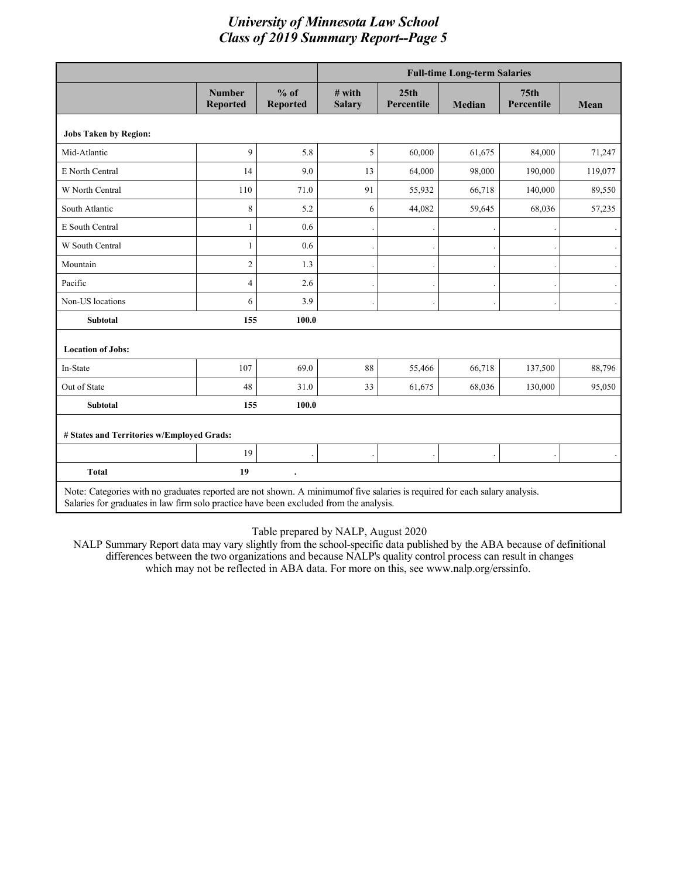# University of Minnesota Law School
## Class of 2019 Summary Report--Page 5

| | | | Full-time Long-term Salaries | | | | |
|---|---|---|---|---|---|---|---|
| | Number Reported | % of Reported | # with Salary | 25th Percentile | Median | 75th Percentile | Mean |
| **Jobs Taken by Region:** | | | | | | | |
| Mid-Atlantic | 9 | 5.8 | 5 | 60,000 | 61,675 | 84,000 | 71,247 |
| E North Central | 14 | 9.0 | 13 | 64,000 | 98,000 | 190,000 | 119,077 |
| W North Central | 110 | 71.0 | 91 | 55,932 | 66,718 | 140,000 | 89,550 |
| South Atlantic | 8 | 5.2 | 6 | 44,082 | 59,645 | 68,036 | 57,235 |
| E South Central | 1 | 0.6 | . | . | . | . | . |
| W South Central | 1 | 0.6 | . | . | . | . | . |
| Mountain | 2 | 1.3 | . | . | . | . | . |
| Pacific | 4 | 2.6 | . | . | . | . | . |
| Non-US locations | 6 | 3.9 | . | . | . | . | . |
| **Subtotal** | **155** | **100.0** | | | | | |
| **Location of Jobs:** | | | | | | | |
| In-State | 107 | 69.0 | 88 | 55,466 | 66,718 | 137,500 | 88,796 |
| Out of State | 48 | 31.0 | 33 | 61,675 | 68,036 | 130,000 | 95,050 |
| **Subtotal** | **155** | **100.0** | | | | | |
| **# States and Territories w/Employed Grads:** | | | | | | | |
| | 19 | . | . | . | . | . | . |
| **Total** | **19** | **.** | | | | | |

Note: Categories with no graduates reported are not shown. A minimumof five salaries is required for each salary analysis. Salaries for graduates in law firm solo practice have been excluded from the analysis.

Table prepared by NALP, August 2020

NALP Summary Report data may vary slightly from the school-specific data published by the ABA because of definitional differences between the two organizations and because NALP's quality control process can result in changes which may not be reflected in ABA data. For more on this, see www.nalp.org/erssinfo.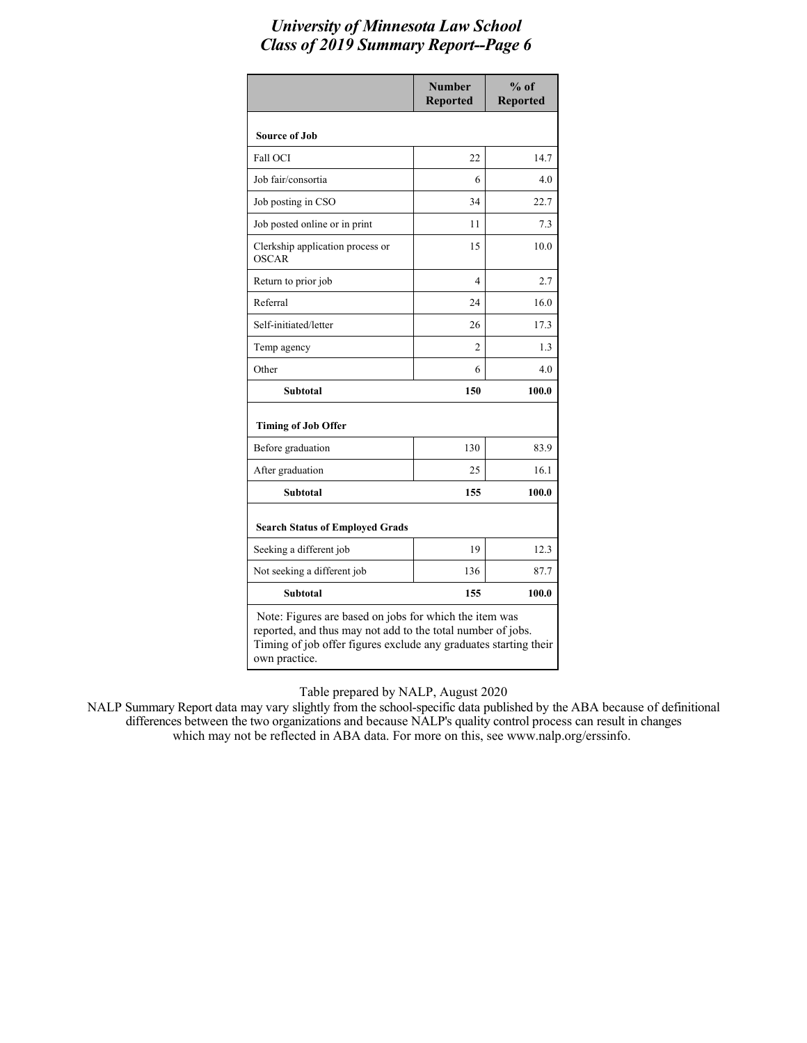# *University of Minnesota Law School*
## *Class of 2019 Summary Report--Page 6*

| | Number Reported | % of Reported |
|---|---|---|
| **Source of Job** | | |
| Fall OCI | 22 | 14.7 |
| Job fair/consortia | 6 | 4.0 |
| Job posting in CSO | 34 | 22.7 |
| Job posted online or in print | 11 | 7.3 |
| Clerkship application process or OSCAR | 15 | 10.0 |
| Return to prior job | 4 | 2.7 |
| Referral | 24 | 16.0 |
| Self-initiated/letter | 26 | 17.3 |
| Temp agency | 2 | 1.3 |
| Other | 6 | 4.0 |
| **Subtotal** | **150** | **100.0** |
| **Timing of Job Offer** | | |
| Before graduation | 130 | 83.9 |
| After graduation | 25 | 16.1 |
| **Subtotal** | **155** | **100.0** |
| **Search Status of Employed Grads** | | |
| Seeking a different job | 19 | 12.3 |
| Not seeking a different job | 136 | 87.7 |
| **Subtotal** | **155** | **100.0** |

Note: Figures are based on jobs for which the item was reported, and thus may not add to the total number of jobs. Timing of job offer figures exclude any graduates starting their own practice.

Table prepared by NALP, August 2020

NALP Summary Report data may vary slightly from the school-specific data published by the ABA because of definitional differences between the two organizations and because NALP's quality control process can result in changes which may not be reflected in ABA data. For more on this, see www.nalp.org/erssinfo.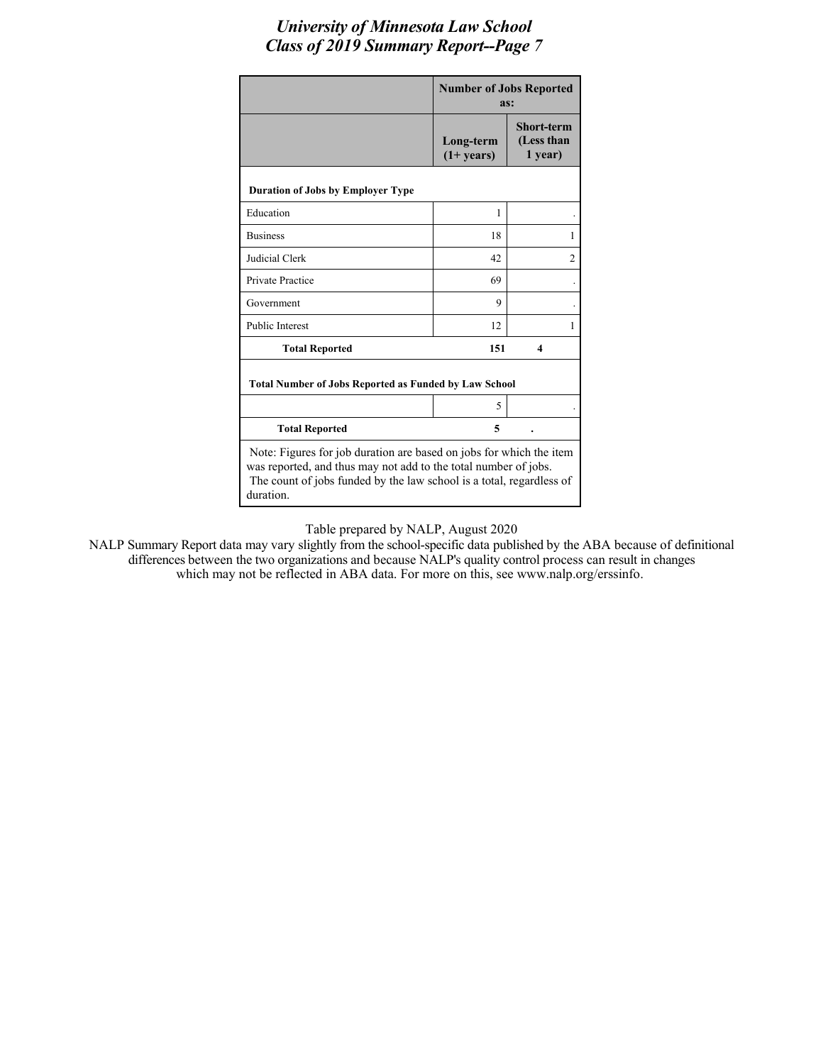# University of Minnesota Law School
## Class of 2019 Summary Report--Page 7

| | Number of Jobs Reported as: | |
|---|---|---|
| | Long-term (1+ years) | Short-term (Less than 1 year) |
| **Duration of Jobs by Employer Type** | | |
| Education | 1 | . |
| Business | 18 | 1 |
| Judicial Clerk | 42 | 2 |
| Private Practice | 69 | . |
| Government | 9 | . |
| Public Interest | 12 | 1 |
| **Total Reported** | **151** | **4** |
| **Total Number of Jobs Reported as Funded by Law School** | | |
| | 5 | . |
| **Total Reported** | **5** | **.** |

Note: Figures for job duration are based on jobs for which the item was reported, and thus may not add to the total number of jobs. The count of jobs funded by the law school is a total, regardless of duration.

Table prepared by NALP, August 2020

NALP Summary Report data may vary slightly from the school-specific data published by the ABA because of definitional differences between the two organizations and because NALP's quality control process can result in changes which may not be reflected in ABA data. For more on this, see www.nalp.org/erssinfo.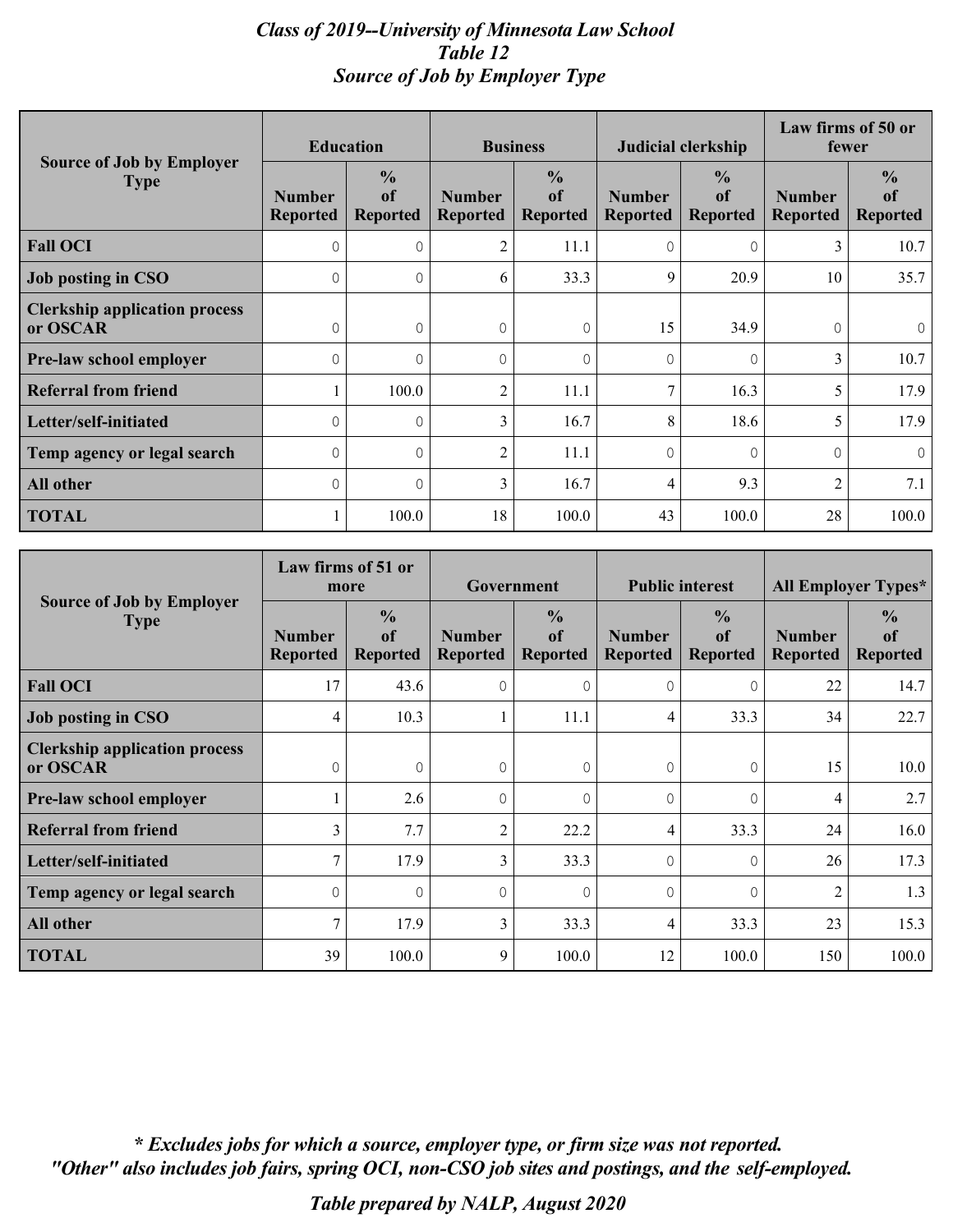# *Class of 2019--University of Minnesota Law School*
## *Table 12*
## *Source of Job by Employer Type*

| Source of Job by Employer Type | Education | | Business | | Judicial clerkship | | Law firms of 50 or fewer | |
|---|---|---|---|---|---|---|---|---|
| | Number Reported | % of Reported | Number Reported | % of Reported | Number Reported | % of Reported | Number Reported | % of Reported |
| **Fall OCI** | 0 | 0 | 2 | 11.1 | 0 | 0 | 3 | 10.7 |
| **Job posting in CSO** | 0 | 0 | 6 | 33.3 | 9 | 20.9 | 10 | 35.7 |
| **Clerkship application process or OSCAR** | 0 | 0 | 0 | 0 | 15 | 34.9 | 0 | 0 |
| **Pre-law school employer** | 0 | 0 | 0 | 0 | 0 | 0 | 3 | 10.7 |
| **Referral from friend** | 1 | 100.0 | 2 | 11.1 | 7 | 16.3 | 5 | 17.9 |
| **Letter/self-initiated** | 0 | 0 | 3 | 16.7 | 8 | 18.6 | 5 | 17.9 |
| **Temp agency or legal search** | 0 | 0 | 2 | 11.1 | 0 | 0 | 0 | 0 |
| **All other** | 0 | 0 | 3 | 16.7 | 4 | 9.3 | 2 | 7.1 |
| **TOTAL** | 1 | 100.0 | 18 | 100.0 | 43 | 100.0 | 28 | 100.0 |

| Source of Job by Employer Type | Law firms of 51 or more | | Government | | Public interest | | All Employer Types* | |
|---|---|---|---|---|---|---|---|---|
| | Number Reported | % of Reported | Number Reported | % of Reported | Number Reported | % of Reported | Number Reported | % of Reported |
| **Fall OCI** | 17 | 43.6 | 0 | 0 | 0 | 0 | 22 | 14.7 |
| **Job posting in CSO** | 4 | 10.3 | 1 | 11.1 | 4 | 33.3 | 34 | 22.7 |
| **Clerkship application process or OSCAR** | 0 | 0 | 0 | 0 | 0 | 0 | 15 | 10.0 |
| **Pre-law school employer** | 1 | 2.6 | 0 | 0 | 0 | 0 | 4 | 2.7 |
| **Referral from friend** | 3 | 7.7 | 2 | 22.2 | 4 | 33.3 | 24 | 16.0 |
| **Letter/self-initiated** | 7 | 17.9 | 3 | 33.3 | 0 | 0 | 26 | 17.3 |
| **Temp agency or legal search** | 0 | 0 | 0 | 0 | 0 | 0 | 2 | 1.3 |
| **All other** | 7 | 17.9 | 3 | 33.3 | 4 | 33.3 | 23 | 15.3 |
| **TOTAL** | 39 | 100.0 | 9 | 100.0 | 12 | 100.0 | 150 | 100.0 |

***\* Excludes jobs for which a source, employer type, or firm size was not reported.***
***"Other" also includes job fairs, spring OCI, non-CSO job sites and postings, and the self-employed.***

***Table prepared by NALP, August 2020***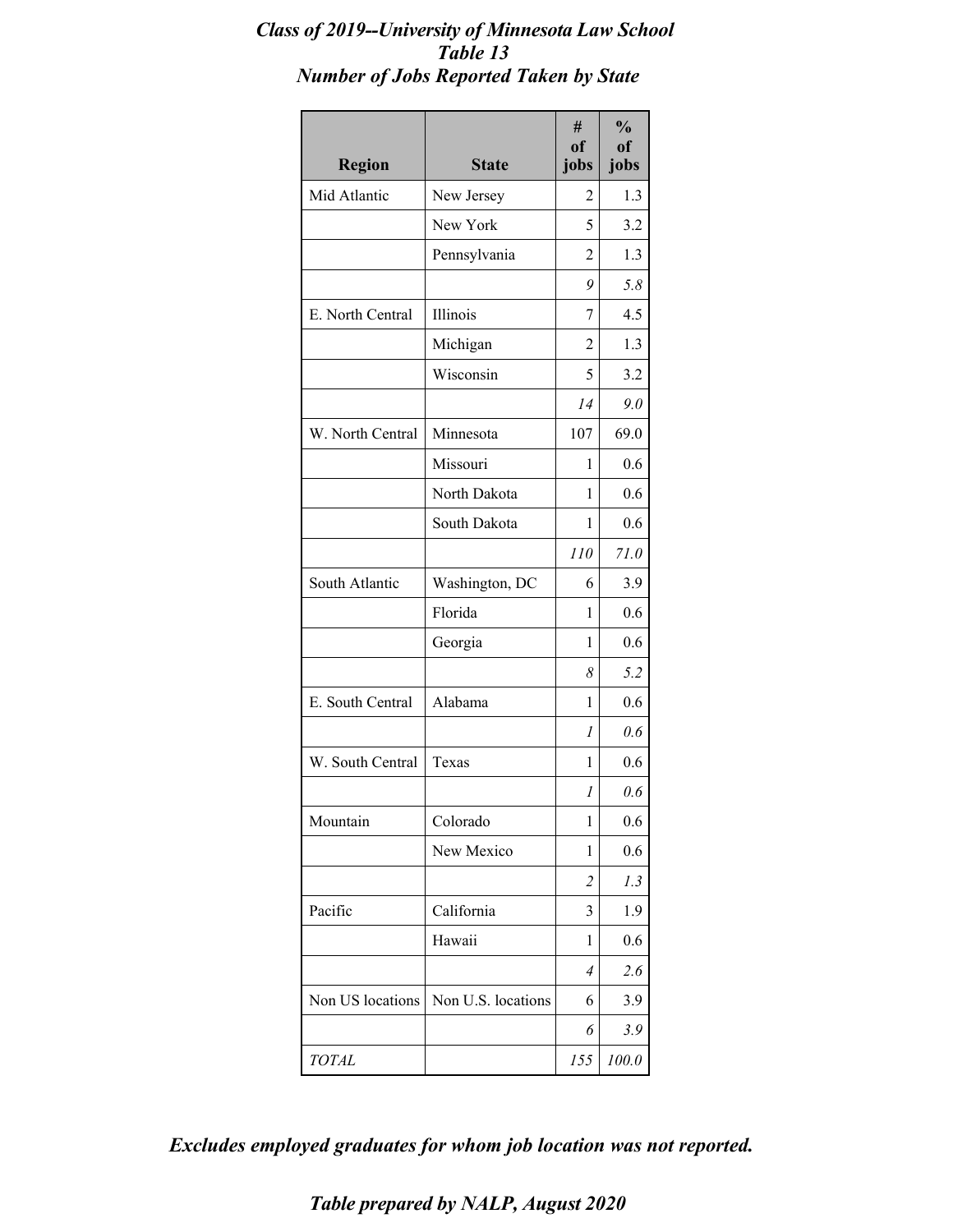***Class of 2019--University of Minnesota Law School***
***Table 13***
***Number of Jobs Reported Taken by State***

| Region | State | # of jobs | % of jobs |
|---|---|---|---|
| Mid Atlantic | New Jersey | 2 | 1.3 |
| | New York | 5 | 3.2 |
| | Pennsylvania | 2 | 1.3 |
| | | *9* | *5.8* |
| E. North Central | Illinois | 7 | 4.5 |
| | Michigan | 2 | 1.3 |
| | Wisconsin | 5 | 3.2 |
| | | *14* | *9.0* |
| W. North Central | Minnesota | 107 | 69.0 |
| | Missouri | 1 | 0.6 |
| | North Dakota | 1 | 0.6 |
| | South Dakota | 1 | 0.6 |
| | | *110* | *71.0* |
| South Atlantic | Washington, DC | 6 | 3.9 |
| | Florida | 1 | 0.6 |
| | Georgia | 1 | 0.6 |
| | | *8* | *5.2* |
| E. South Central | Alabama | 1 | 0.6 |
| | | *1* | *0.6* |
| W. South Central | Texas | 1 | 0.6 |
| | | *1* | *0.6* |
| Mountain | Colorado | 1 | 0.6 |
| | New Mexico | 1 | 0.6 |
| | | *2* | *1.3* |
| Pacific | California | 3 | 1.9 |
| | Hawaii | 1 | 0.6 |
| | | *4* | *2.6* |
| Non US locations | Non U.S. locations | 6 | 3.9 |
| | | *6* | *3.9* |
| *TOTAL* | | *155* | *100.0* |

***Excludes employed graduates for whom job location was not reported.***

***Table prepared by NALP, August 2020***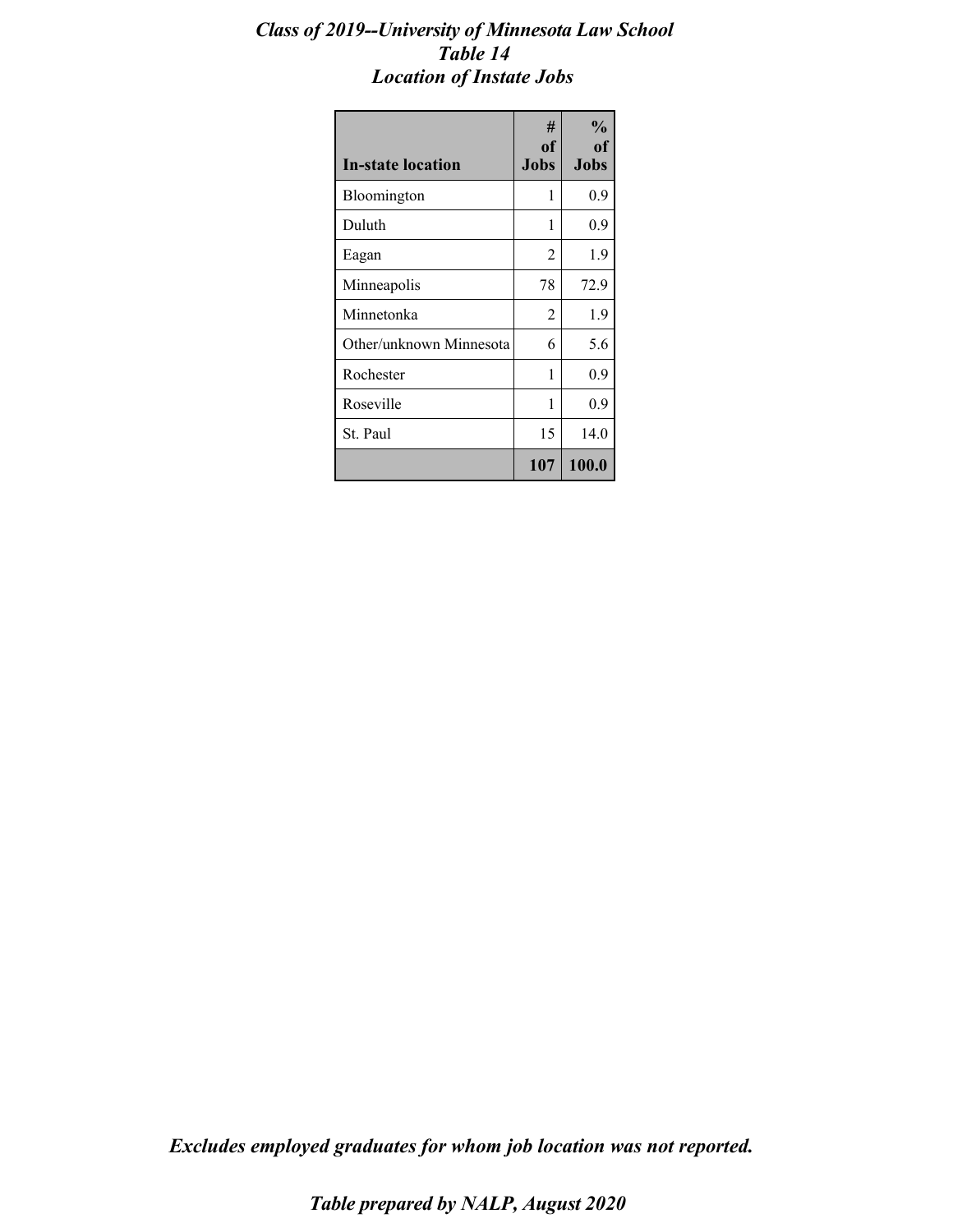# *Class of 2019--University of Minnesota Law School*
## *Table 14*
## *Location of Instate Jobs*

| In-state location | # of Jobs | % of Jobs |
|---|---|---|
| Bloomington | 1 | 0.9 |
| Duluth | 1 | 0.9 |
| Eagan | 2 | 1.9 |
| Minneapolis | 78 | 72.9 |
| Minnetonka | 2 | 1.9 |
| Other/unknown Minnesota | 6 | 5.6 |
| Rochester | 1 | 0.9 |
| Roseville | 1 | 0.9 |
| St. Paul | 15 | 14.0 |
| | **107** | **100.0** |

***Excludes employed graduates for whom job location was not reported.***

***Table prepared by NALP, August 2020***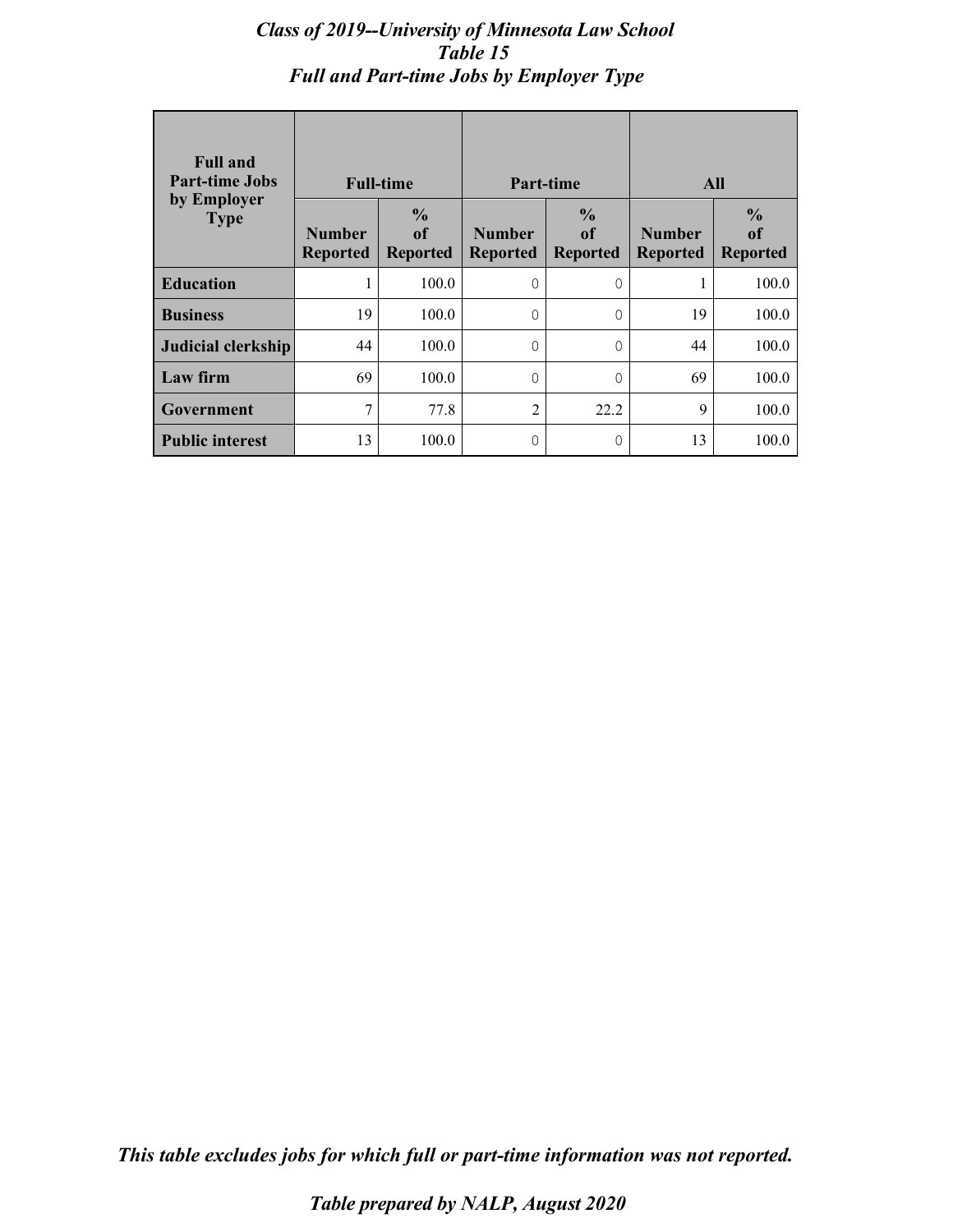***Class of 2019--University of Minnesota Law School***
***Table 15***
***Full and Part-time Jobs by Employer Type***

| Full and Part-time Jobs by Employer Type | Full-time | | Part-time | | All | |
|---|---|---|---|---|---|---|
| | Number Reported | % of Reported | Number Reported | % of Reported | Number Reported | % of Reported |
| **Education** | 1 | 100.0 | 0 | 0 | 1 | 100.0 |
| **Business** | 19 | 100.0 | 0 | 0 | 19 | 100.0 |
| **Judicial clerkship** | 44 | 100.0 | 0 | 0 | 44 | 100.0 |
| **Law firm** | 69 | 100.0 | 0 | 0 | 69 | 100.0 |
| **Government** | 7 | 77.8 | 2 | 22.2 | 9 | 100.0 |
| **Public interest** | 13 | 100.0 | 0 | 0 | 13 | 100.0 |

***This table excludes jobs for which full or part-time information was not reported.***

***Table prepared by NALP, August 2020***